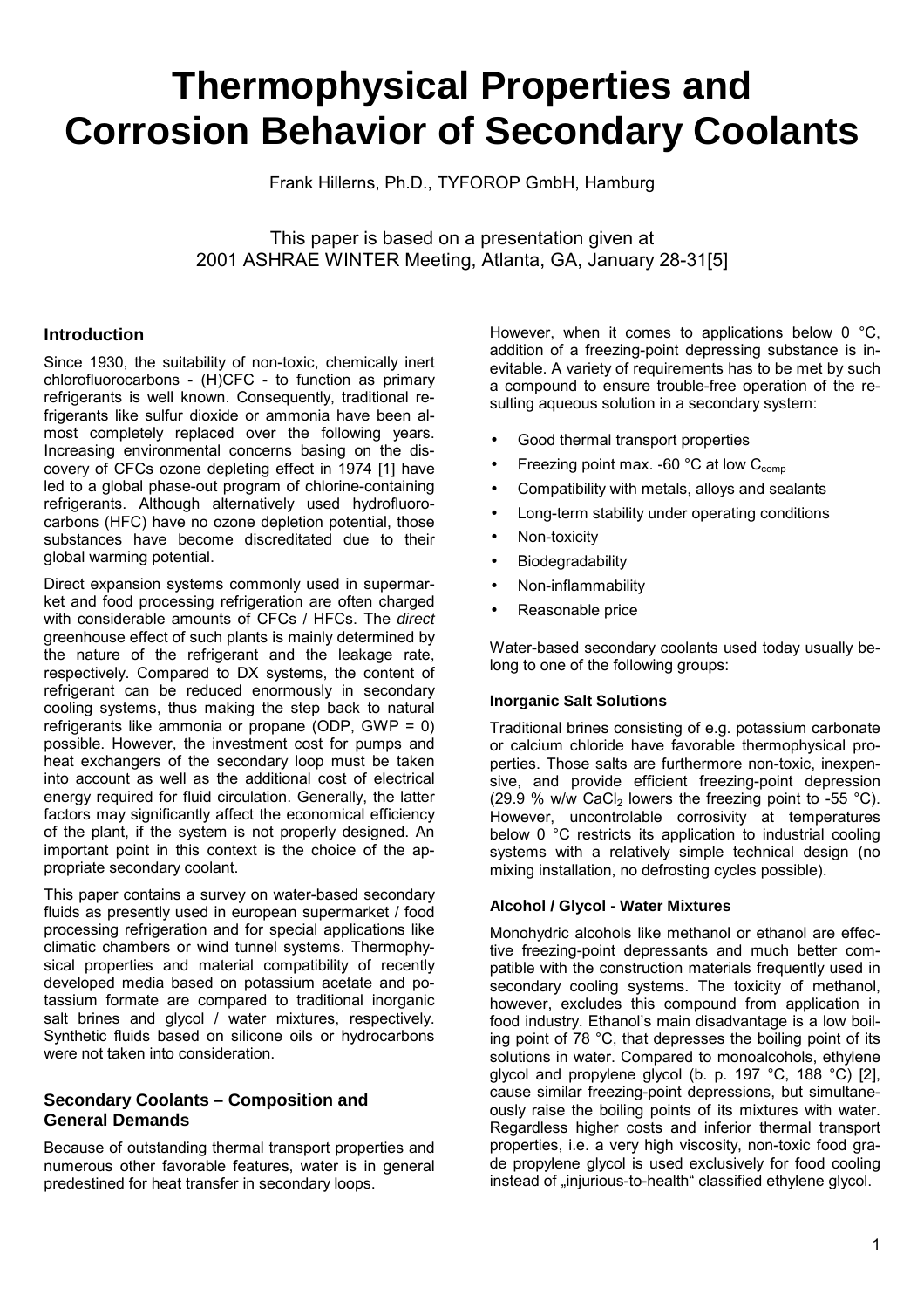# Thermophysical Properties and Corrosion Behavior of Secondary Coolants

Frank Hillerns, Ph.D., TYFOROP GmbH, Hamburg

This paper is based on a presentation given at 2001 ASHRAE WINTER Meeting, Atlanta, GA, January 28-31[5]

## Introduction

Since 1930, the suitability of non-toxic, chemically inert chlorofluorocarbons - (H)CFC - to function as primary refrigerants is well known. Consequently, traditional refrigerants like sulfur dioxide or ammonia have been almost completely replaced over the following years. Increasing environmental concerns basing on the discovery of CFCs ozone depleting effect in 1974 [1] have led to a global phase-out program of chlorine-containing refrigerants. Although alternatively used hydrofluorocarbons (HFC) have no ozone depletion potential, those substances have become discreditated due to their global warming potential.

Direct expansion systems commonly used in supermarket and food processing refrigeration are often charged with considerable amounts of CFCs / HFCs. The *direct* greenhouse effect of such plants is mainly determined by the nature of the refrigerant and the leakage rate, respectively. Compared to DX systems, the content of refrigerant can be reduced enormously in secondary cooling systems, thus making the step back to natural refrigerants like ammonia or propane (ODP, GWP = 0) possible. However, the investment cost for pumps and heat exchangers of the secondary loop must be taken into account as well as the additional cost of electrical energy required for fluid circulation. Generally, the latter factors may significantly affect the economical efficiency of the plant, if the system is not properly designed. An important point in this context is the choice of the appropriate secondary coolant.

This paper contains a survey on water-based secondary fluids as presently used in european supermarket / food processing refrigeration and for special applications like climatic chambers or wind tunnel systems. Thermophysical properties and material compatibility of recently developed media based on potassium acetate and potassium formate are compared to traditional inorganic salt brines and glycol / water mixtures, respectively. Synthetic fluids based on silicone oils or hydrocarbons were not taken into consideration.

## Secondary Coolants – Composition and General Demands

Because of outstanding thermal transport properties and numerous other favorable features, water is in general predestined for heat transfer in secondary loops.

However, when it comes to applications below 0 °C, addition of a freezing-point depressing substance is inevitable. A variety of requirements has to be met by such a compound to ensure trouble-free operation of the resulting aqueous solution in a secondary system:

- Good thermal transport properties
- Freezing point max. -60 °C at low $C_{comp}$
- Compatibility with metals, alloys and sealants
- Long-term stability under operating conditions
- Non-toxicity
- Biodegradability
- Non-inflammability
- Reasonable price

Water-based secondary coolants used today usually belong to one of the following groups:

### Inorganic Salt Solutions

Traditional brines consisting of e.g. potassium carbonate or calcium chloride have favorable thermophysical properties. Those salts are furthermore non-toxic, inexpensive, and provide efficient freezing-point depression (29.9 % w/w $CaCl_2$ lowers the freezing point to -55 °C). However, uncontrolable corrosivity at temperatures below 0 °C restricts its application to industrial cooling systems with a relatively simple technical design (no mixing installation, no defrosting cycles possible).

### Alcohol / Glycol - Water Mixtures

Monohydric alcohols like methanol or ethanol are effective freezing-point depressants and much better compatible with the construction materials frequently used in secondary cooling systems. The toxicity of methanol, however, excludes this compound from application in food industry. Ethanol's main disadvantage is a low boiling point of 78 °C, that depresses the boiling point of its solutions in water. Compared to monoalcohols, ethylene glycol and propylene glycol (b. p. 197 °C, 188 °C) [2], cause similar freezing-point depressions, but simultaneously raise the boiling points of its mixtures with water. Regardless higher costs and inferior thermal transport properties, i.e. a very high viscosity, non-toxic food grade propylene glycol is used exclusively for food cooling instead of „injurious-to-health" classified ethylene glycol.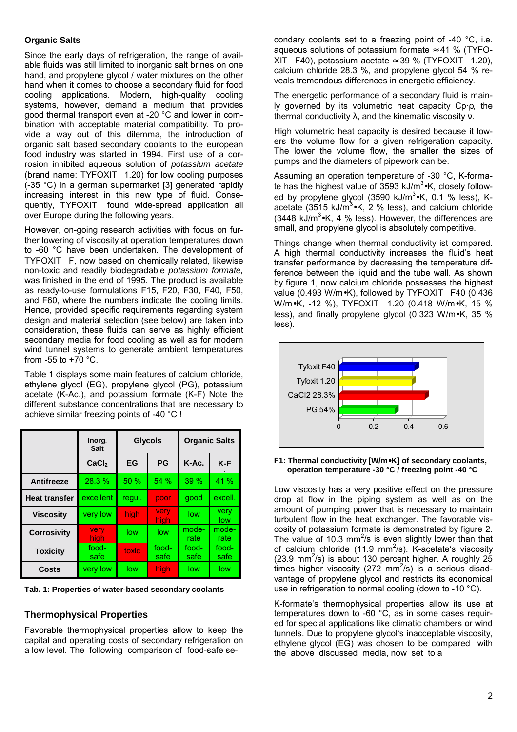### Organic Salts

Since the early days of refrigeration, the range of available fluids was still limited to inorganic salt brines on one hand, and propylene glycol / water mixtures on the other hand when it comes to choose a secondary fluid for food cooling applications. Modern, high-quality cooling systems, however, demand a medium that provides good thermal transport even at -20 °C and lower in combination with acceptable material compatibility. To provide a way out of this dilemma, the introduction of organic salt based secondary coolants to the european food industry was started in 1994. First use of a corrosion inhibited aqueous solution of *potassium acetate* (brand name: TYFOXIT 1.20) for low cooling purposes (-35 °C) in a german supermarket [3] generated rapidly increasing interest in this new type of fluid. Consequently, TYFOXIT found wide-spread application all over Europe during the following years.

However, on-going research activities with focus on further lowering of viscosity at operation temperatures down to -60 °C have been undertaken. The development of TYFOXIT F, now based on chemically related, likewise non-toxic and readily biodegradable *potassium formate,* was finished in the end of 1995. The product is available as ready-to-use formulations F15, F20, F30, F40, F50, and F60, where the numbers indicate the cooling limits. Hence, provided specific requirements regarding system design and material selection (see below) are taken into consideration, these fluids can serve as highly efficient secondary media for food cooling as well as for modern wind tunnel systems to generate ambient temperatures from -55 to +70 °C.

Table 1 displays some main features of calcium chloride, ethylene glycol (EG), propylene glycol (PG), potassium acetate (K-Ac.), and potassium formate (K-F) Note the different substance concentrations that are necessary to achieve similar freezing points of -40 °C !

| | Inorg. Salt | Glycols | | Organic Salts | |
|---|---|---|---|---|---|
| | $CaCl_2$ | EG | PG | K-Ac. | K-F |
| **Antifreeze** | 28.3 % | 50 % | 54 % | 39 % | 41 % |
| **Heat transfer** | excellent | regul. | poor | good | excell. |
| **Viscosity** | very low | high | very high | low | very low |
| **Corrosivity** | very high | low | low | moderate | moderate |
| **Toxicity** | food-safe | toxic | food-safe | food-safe | food-safe |
| **Costs** | very low | low | high | low | low |

**Tab. 1: Properties of water-based secondary coolants**

## Thermophysical Properties

Favorable thermophysical properties allow to keep the capital and operating costs of secondary refrigeration on a low level. The following comparison of food-safe secondary coolants set to a freezing point of -40 °C, i.e. aqueous solutions of potassium formate ≈41 % (TYFOXIT F40), potassium acetate ≈39 % (TYFOXIT 1.20), calcium chloride 28.3 %, and propylene glycol 54 % reveals tremendous differences in energetic efficiency.

The energetic performance of a secondary fluid is mainly governed by its volumetric heat capacity $C_p \cdot \rho$, the thermal conductivity $\lambda$, and the kinematic viscosity $\nu$.

High volumetric heat capacity is desired because it lowers the volume flow for a given refrigeration capacity. The lower the volume flow, the smaller the sizes of pumps and the diameters of pipework can be.

Assuming an operation temperature of -30 °C, K-formate has the highest value of 3593 kJ/m$^3$•K, closely followed by propylene glycol (3590 kJ/m$^3$•K, 0.1 % less), K-acetate (3515 kJ/m$^3$•K, 2 % less), and calcium chloride (3448 kJ/m$^3$•K, 4 % less). However, the differences are small, and propylene glycol is absolutely competitive.

Things change when thermal conductivity ist compared. A high thermal conductivity increases the fluid's heat transfer performance by decreasing the temperature difference between the liquid and the tube wall. As shown by figure 1, now calcium chloride possesses the highest value (0.493 W/m•K), followed by TYFOXIT F40 (0.436 W/m•K, -12 %), TYFOXIT 1.20 (0.418 W/m•K, 15 % less), and finally propylene glycol (0.323 W/m•K, 35 % less).

**F1: Thermal conductivity [W/m•K] of secondary coolants, operation temperature -30 °C / freezing point -40 °C**

Low viscosity has a very positive effect on the pressure drop at flow in the piping system as well as on the amount of pumping power that is necessary to maintain turbulent flow in the heat exchanger. The favorable viscosity of potassium formate is demonstrated by figure 2. The value of 10.3 mm$^2$/s is even slightly lower than that of calcium chloride (11.9 mm$^2$/s). K-acetate's viscosity (23.9 mm$^2$/s) is about 130 percent higher. A roughly 25 times higher viscosity (272 mm$^2$/s) is a serious disadvantage of propylene glycol and restricts its economical use in refrigeration to normal cooling (down to -10 °C).

K-formate's thermophysical properties allow its use at temperatures down to -60 °C, as in some cases required for special applications like climatic chambers or wind tunnels. Due to propylene glycol's inacceptable viscosity, ethylene glycol (EG) was chosen to be compared with the above discussed media, now set to a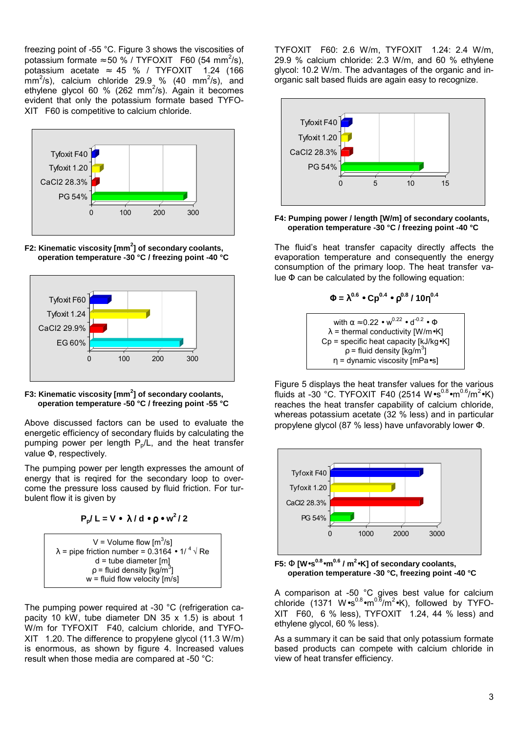freezing point of -55 °C. Figure 3 shows the viscosities of potassium formate ≈50 % / TYFOXIT F60 (54 $mm^2/s$), potassium acetate ≈ 45 % / TYFOXIT 1.24 (166 $mm^2/s$), calcium chloride 29.9 % (40 $mm^2/s$), and ethylene glycol 60 % (262 $mm^2/s$). Again it becomes evident that only the potassium formate based TYFOXIT F60 is competitive to calcium chloride.

**F2: Kinematic viscosity [$mm^2$] of secondary coolants, operation temperature -30 °C / freezing point -40 °C**

**F3: Kinematic viscosity [$mm^2$] of secondary coolants, operation temperature -50 °C / freezing point -55 °C**

Above discussed factors can be used to evaluate the energetic efficiency of secondary fluids by calculating the pumping power per length $P_p/L$, and the heat transfer value Φ, respectively.

The pumping power per length expresses the amount of energy that is reqired for the secondary loop to overcome the pressure loss caused by fluid friction. For turbulent flow it is given by

$$P_p / L = V \cdot \lambda / d \cdot \rho \cdot w^2 / 2$$

V = Volume flow [$m^3/s$]
λ = pipe friction number = $0.3164 \cdot 1/\sqrt[4]{Re}$
d = tube diameter [m]
ρ = fluid density [$kg/m^3$]
w = fluid flow velocity [m/s]

The pumping power required at -30 °C (refrigeration capacity 10 kW, tube diameter DN 35 x 1.5) is about 1 W/m for TYFOXIT F40, calcium chloride, and TYFOXIT 1.20. The difference to propylene glycol (11.3 W/m) is enormous, as shown by figure 4. Increased values result when those media are compared at -50 °C: TYFOXIT F60: 2.6 W/m, TYFOXIT 1.24: 2.4 W/m, 29.9 % calcium chloride: 2.3 W/m, and 60 % ethylene glycol: 10.2 W/m. The advantages of the organic and inorganic salt based fluids are again easy to recognize.

**F4: Pumping power / length [W/m] of secondary coolants, operation temperature -30 °C / freezing point -40 °C**

The fluid's heat transfer capacity directly affects the evaporation temperature and consequently the energy consumption of the primary loop. The heat transfer value Φ can be calculated by the following equation:

$$\Phi = \lambda^{0.6} \cdot Cp^{0.4} \cdot \rho^{0.8} / 10\eta^{0.4}$$

with $\alpha \approx 0.22 \cdot w^{0.22} \cdot d^{-0.2} \cdot \Phi$
λ = thermal conductivity [W/m•K]
Cp = specific heat capacity [kJ/kg•K]
ρ = fluid density [$kg/m^3$]
η = dynamic viscosity [mPa•s]

Figure 5 displays the heat transfer values for the various fluids at -30 °C. TYFOXIT F40 (2514 $W \cdot s^{0.8} \cdot m^{0.6}/m^2 \cdot K$) reaches the heat transfer capability of calcium chloride, whereas potassium acetate (32 % less) and in particular propylene glycol (87 % less) have unfavorably lower Φ.

**F5: Φ [$W \cdot s^{0.8} \cdot m^{0.6}$ / $m^2 \cdot K$] of secondary coolants, operation temperature -30 °C, freezing point -40 °C**

A comparison at -50 °C gives best value for calcium chloride (1371 $W \cdot s^{0.8} \cdot m^{0.6}/m^2 \cdot K$), followed by TYFOXIT F60, 6 % less), TYFOXIT 1.24, 44 % less) and ethylene glycol, 60 % less).

As a summary it can be said that only potassium formate based products can compete with calcium chloride in view of heat transfer efficiency.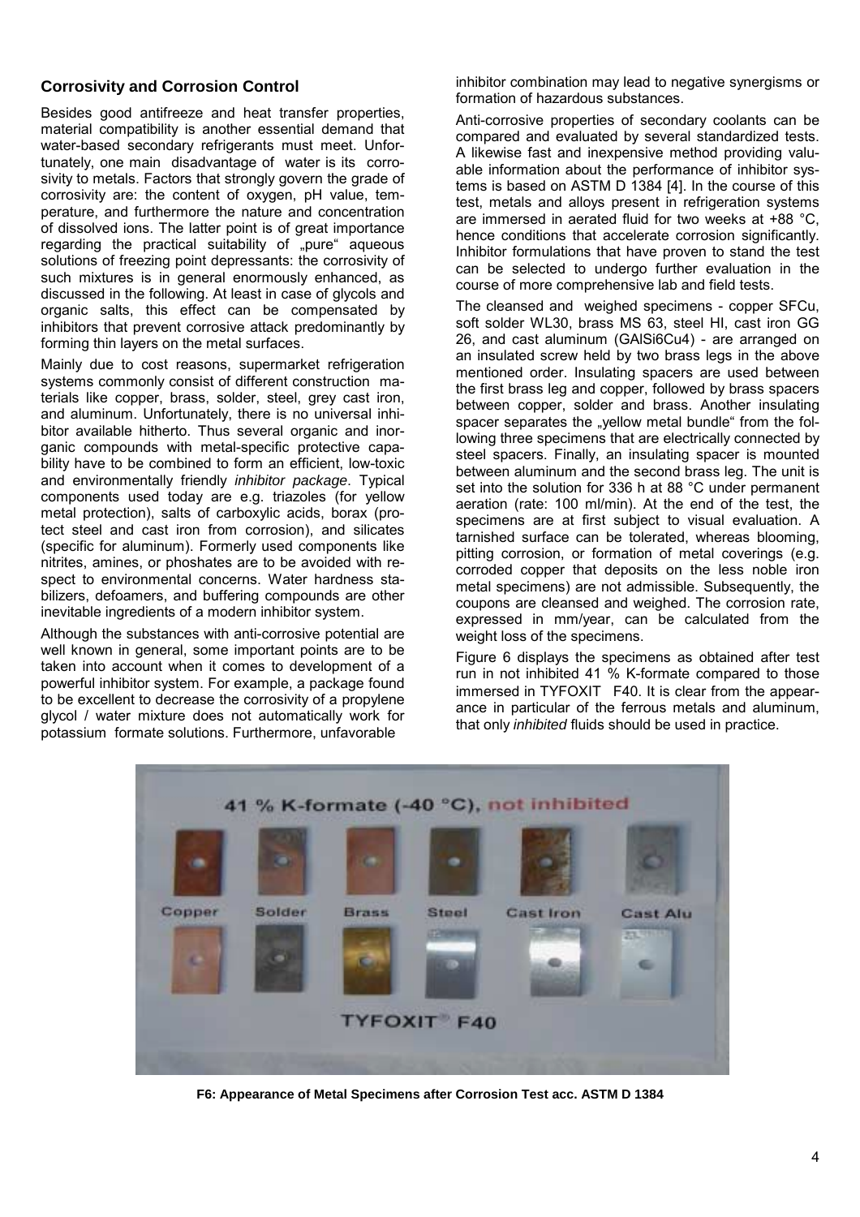## Corrosivity and Corrosion Control

Besides good antifreeze and heat transfer properties, material compatibility is another essential demand that water-based secondary refrigerants must meet. Unfortunately, one main disadvantage of water is its corrosivity to metals. Factors that strongly govern the grade of corrosivity are: the content of oxygen, pH value, temperature, and furthermore the nature and concentration of dissolved ions. The latter point is of great importance regarding the practical suitability of „pure“ aqueous solutions of freezing point depressants: the corrosivity of such mixtures is in general enormously enhanced, as discussed in the following. At least in case of glycols and organic salts, this effect can be compensated by inhibitors that prevent corrosive attack predominantly by forming thin layers on the metal surfaces.

Mainly due to cost reasons, supermarket refrigeration systems commonly consist of different construction materials like copper, brass, solder, steel, grey cast iron, and aluminum. Unfortunately, there is no universal inhibitor available hitherto. Thus several organic and inorganic compounds with metal-specific protective capability have to be combined to form an efficient, low-toxic and environmentally friendly *inhibitor package*. Typical components used today are e.g. triazoles (for yellow metal protection), salts of carboxylic acids, borax (protect steel and cast iron from corrosion), and silicates (specific for aluminum). Formerly used components like nitrites, amines, or phoshates are to be avoided with respect to environmental concerns. Water hardness stabilizers, defoamers, and buffering compounds are other inevitable ingredients of a modern inhibitor system.

Although the substances with anti-corrosive potential are well known in general, some important points are to be taken into account when it comes to development of a powerful inhibitor system. For example, a package found to be excellent to decrease the corrosivity of a propylene glycol / water mixture does not automatically work for potassium formate solutions. Furthermore, unfavorable inhibitor combination may lead to negative synergisms or formation of hazardous substances.

Anti-corrosive properties of secondary coolants can be compared and evaluated by several standardized tests. A likewise fast and inexpensive method providing valuable information about the performance of inhibitor systems is based on ASTM D 1384 [4]. In the course of this test, metals and alloys present in refrigeration systems are immersed in aerated fluid for two weeks at +88 °C, hence conditions that accelerate corrosion significantly. Inhibitor formulations that have proven to stand the test can be selected to undergo further evaluation in the course of more comprehensive lab and field tests.

The cleansed and weighed specimens - copper SFCu, soft solder WL30, brass MS 63, steel HI, cast iron GG 26, and cast aluminum (GAlSi6Cu4) - are arranged on an insulated screw held by two brass legs in the above mentioned order. Insulating spacers are used between the first brass leg and copper, followed by brass spacers between copper, solder and brass. Another insulating spacer separates the „yellow metal bundle“ from the following three specimens that are electrically connected by steel spacers. Finally, an insulating spacer is mounted between aluminum and the second brass leg. The unit is set into the solution for 336 h at 88 °C under permanent aeration (rate: 100 ml/min). At the end of the test, the specimens are at first subject to visual evaluation. A tarnished surface can be tolerated, whereas blooming, pitting corrosion, or formation of metal coverings (e.g. corroded copper that deposits on the less noble iron metal specimens) are not admissible. Subsequently, the coupons are cleansed and weighed. The corrosion rate, expressed in mm/year, can be calculated from the weight loss of the specimens.

Figure 6 displays the specimens as obtained after test run in not inhibited 41 % K-formate compared to those immersed in TYFOXIT F40. It is clear from the appearance in particular of the ferrous metals and aluminum, that only *inhibited* fluids should be used in practice.

**F6: Appearance of Metal Specimens after Corrosion Test acc. ASTM D 1384**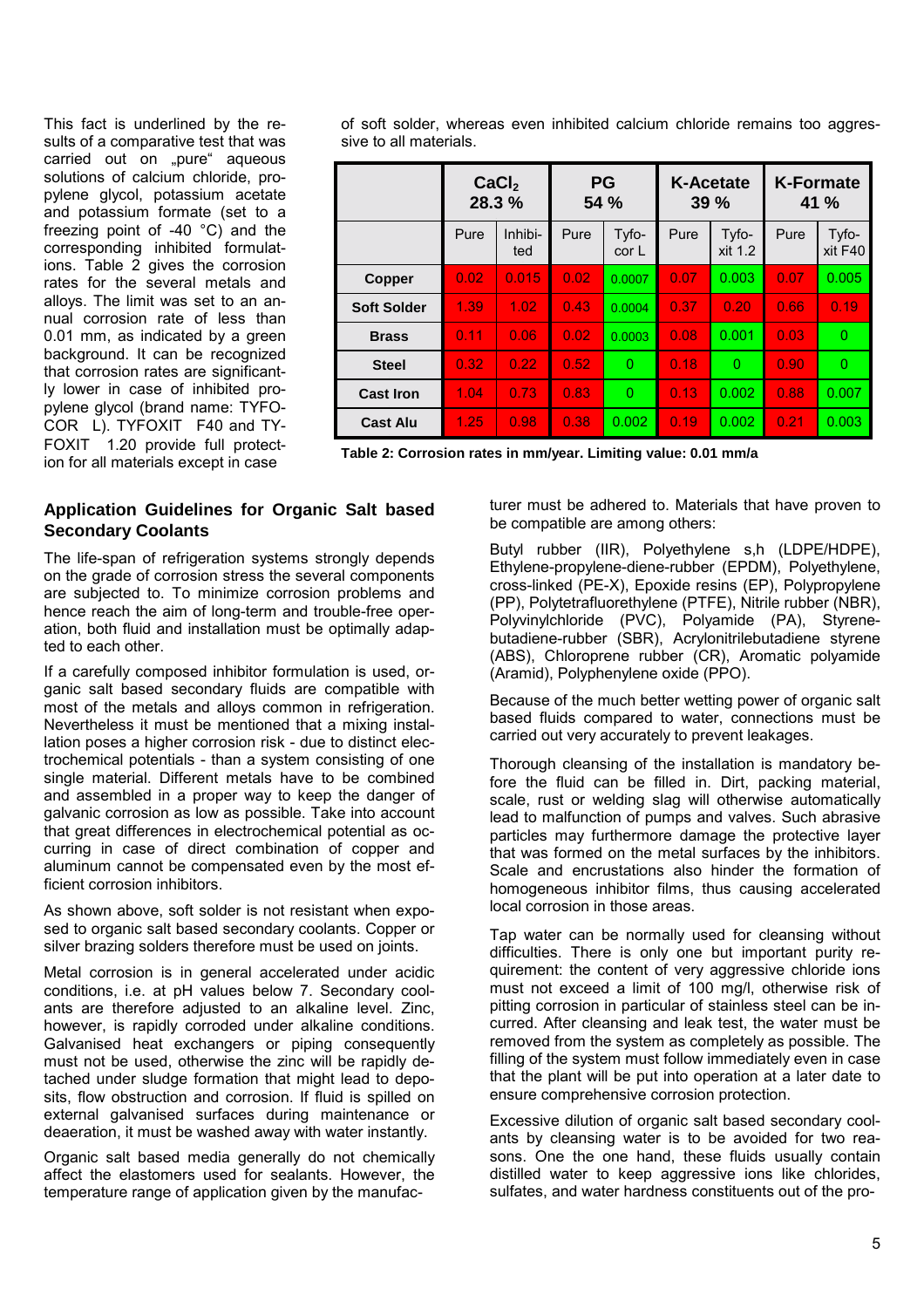This fact is underlined by the results of a comparative test that was carried out on „pure" aqueous solutions of calcium chloride, propylene glycol, potassium acetate and potassium formate (set to a freezing point of -40 °C) and the corresponding inhibited formulations. Table 2 gives the corrosion rates for the several metals and alloys. The limit was set to an annual corrosion rate of less than 0.01 mm, as indicated by a green background. It can be recognized that corrosion rates are significantly lower in case of inhibited propylene glycol (brand name: TYFOCOR L). TYFOXIT F40 and TYFOXIT 1.20 provide full protection for all materials except in case of soft solder, whereas even inhibited calcium chloride remains too aggressive to all materials.

| | $CaCl_2$ 28.3 % | | PG 54 % | | K-Acetate 39 % | | K-Formate 41 % | |
|---|---|---|---|---|---|---|---|---|
| | Pure | Inhibited | Pure | Tyfocor L | Pure | Tyfoxit 1.2 | Pure | Tyfoxit F40 |
| **Copper** | 0.02 | 0.015 | 0.02 | 0.0007 | 0.07 | 0.003 | 0.07 | 0.005 |
| **Soft Solder** | 1.39 | 1.02 | 0.43 | 0.0004 | 0.37 | 0.20 | 0.66 | 0.19 |
| **Brass** | 0.11 | 0.06 | 0.02 | 0.0003 | 0.08 | 0.001 | 0.03 | 0 |
| **Steel** | 0.32 | 0.22 | 0.52 | 0 | 0.18 | 0 | 0.90 | 0 |
| **Cast Iron** | 1.04 | 0.73 | 0.83 | 0 | 0.13 | 0.002 | 0.88 | 0.007 |
| **Cast Alu** | 1.25 | 0.98 | 0.38 | 0.002 | 0.19 | 0.002 | 0.21 | 0.003 |

**Table 2: Corrosion rates in mm/year. Limiting value: 0.01 mm/a**

## Application Guidelines for Organic Salt based Secondary Coolants

The life-span of refrigeration systems strongly depends on the grade of corrosion stress the several components are subjected to. To minimize corrosion problems and hence reach the aim of long-term and trouble-free operation, both fluid and installation must be optimally adapted to each other.

If a carefully composed inhibitor formulation is used, organic salt based secondary fluids are compatible with most of the metals and alloys common in refrigeration. Nevertheless it must be mentioned that a mixing installation poses a higher corrosion risk - due to distinct electrochemical potentials - than a system consisting of one single material. Different metals have to be combined and assembled in a proper way to keep the danger of galvanic corrosion as low as possible. Take into account that great differences in electrochemical potential as occurring in case of direct combination of copper and aluminum cannot be compensated even by the most efficient corrosion inhibitors.

As shown above, soft solder is not resistant when exposed to organic salt based secondary coolants. Copper or silver brazing solders therefore must be used on joints.

Metal corrosion is in general accelerated under acidic conditions, i.e. at pH values below 7. Secondary coolants are therefore adjusted to an alkaline level. Zinc, however, is rapidly corroded under alkaline conditions. Galvanised heat exchangers or piping consequently must not be used, otherwise the zinc will be rapidly detached under sludge formation that might lead to deposits, flow obstruction and corrosion. If fluid is spilled on external galvanised surfaces during maintenance or deaeration, it must be washed away with water instantly.

Organic salt based media generally do not chemically affect the elastomers used for sealants. However, the temperature range of application given by the manufacturer must be adhered to. Materials that have proven to be compatible are among others:

Butyl rubber (IIR), Polyethylene s,h (LDPE/HDPE), Ethylene-propylene-diene-rubber (EPDM), Polyethylene, cross-linked (PE-X), Epoxide resins (EP), Polypropylene (PP), Polytetrafluorethylene (PTFE), Nitrile rubber (NBR), Polyvinylchloride (PVC), Polyamide (PA), Styrene-butadiene-rubber (SBR), Acrylonitrilebutadiene styrene (ABS), Chloroprene rubber (CR), Aromatic polyamide (Aramid), Polyphenylene oxide (PPO).

Because of the much better wetting power of organic salt based fluids compared to water, connections must be carried out very accurately to prevent leakages.

Thorough cleansing of the installation is mandatory before the fluid can be filled in. Dirt, packing material, scale, rust or welding slag will otherwise automatically lead to malfunction of pumps and valves. Such abrasive particles may furthermore damage the protective layer that was formed on the metal surfaces by the inhibitors. Scale and encrustations also hinder the formation of homogeneous inhibitor films, thus causing accelerated local corrosion in those areas.

Tap water can be normally used for cleansing without difficulties. There is only one but important purity requirement: the content of very aggressive chloride ions must not exceed a limit of 100 mg/l, otherwise risk of pitting corrosion in particular of stainless steel can be incurred. After cleansing and leak test, the water must be removed from the system as completely as possible. The filling of the system must follow immediately even in case that the plant will be put into operation at a later date to ensure comprehensive corrosion protection.

Excessive dilution of organic salt based secondary coolants by cleansing water is to be avoided for two reasons. One the one hand, these fluids usually contain distilled water to keep aggressive ions like chlorides, sulfates, and water hardness constituents out of the pro-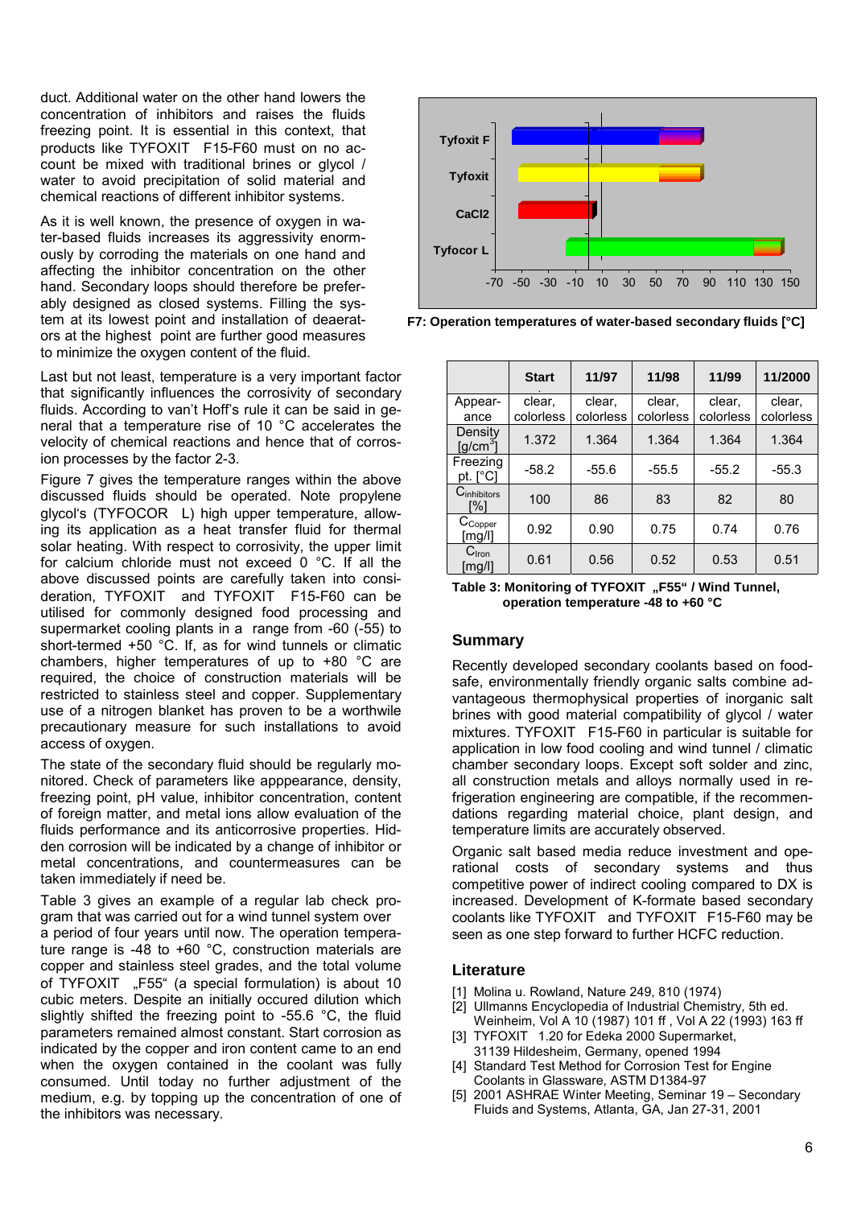duct. Additional water on the other hand lowers the concentration of inhibitors and raises the fluids freezing point. It is essential in this context, that products like TYFOXIT F15-F60 must on no account be mixed with traditional brines or glycol / water to avoid precipitation of solid material and chemical reactions of different inhibitor systems.

As it is well known, the presence of oxygen in water-based fluids increases its aggressivity enormously by corroding the materials on one hand and affecting the inhibitor concentration on the other hand. Secondary loops should therefore be preferably designed as closed systems. Filling the system at its lowest point and installation of deaerators at the highest point are further good measures to minimize the oxygen content of the fluid.

Last but not least, temperature is a very important factor that significantly influences the corrosivity of secondary fluids. According to van't Hoff's rule it can be said in general that a temperature rise of 10 °C accelerates the velocity of chemical reactions and hence that of corrosion processes by the factor 2-3.

Figure 7 gives the temperature ranges within the above discussed fluids should be operated. Note propylene glycol's (TYFOCOR L) high upper temperature, allowing its application as a heat transfer fluid for thermal solar heating. With respect to corrosivity, the upper limit for calcium chloride must not exceed 0 °C. If all the above discussed points are carefully taken into consideration, TYFOXIT and TYFOXIT F15-F60 can be utilised for commonly designed food processing and supermarket cooling plants in a range from -60 (-55) to short-termed +50 °C. If, as for wind tunnels or climatic chambers, higher temperatures of up to +80 °C are required, the choice of construction materials will be restricted to stainless steel and copper. Supplementary use of a nitrogen blanket has proven to be a worthwile precautionary measure for such installations to avoid access of oxygen.

The state of the secondary fluid should be regularly monitored. Check of parameters like apppearance, density, freezing point, pH value, inhibitor concentration, content of foreign matter, and metal ions allow evaluation of the fluids performance and its anticorrosive properties. Hidden corrosion will be indicated by a change of inhibitor or metal concentrations, and countermeasures can be taken immediately if need be.

Table 3 gives an example of a regular lab check program that was carried out for a wind tunnel system over a period of four years until now. The operation temperature range is -48 to +60 °C, construction materials are copper and stainless steel grades, and the total volume of TYFOXIT „F55" (a special formulation) is about 10 cubic meters. Despite an initially occured dilution which slightly shifted the freezing point to -55.6 °C, the fluid parameters remained almost constant. Start corrosion as indicated by the copper and iron content came to an end when the oxygen contained in the coolant was fully consumed. Until today no further adjustment of the medium, e.g. by topping up the concentration of one of the inhibitors was necessary.

Tyfoxit F
Tyfoxit
CaCl2
Tyfocor L
-70 -50 -30 -10 10 30 50 70 90 110 130 150

F7: Operation temperatures of water-based secondary fluids [°C]

| | Start | 11/97 | 11/98 | 11/99 | 11/2000 |
|---|---|---|---|---|---|
| Appearance | clear, colorless | clear, colorless | clear, colorless | clear, colorless | clear, colorless |
| Density [g/cm$^3$] | 1.372 | 1.364 | 1.364 | 1.364 | 1.364 |
| Freezing pt. [°C] | -58.2 | -55.6 | -55.5 | -55.2 | -55.3 |
| $C_{inhibitors}$ [%] | 100 | 86 | 83 | 82 | 80 |
| $C_{Copper}$ [mg/l] | 0.92 | 0.90 | 0.75 | 0.74 | 0.76 |
| $C_{Iron}$ [mg/l] | 0.61 | 0.56 | 0.52 | 0.53 | 0.51 |

**Table 3: Monitoring of TYFOXIT „F55" / Wind Tunnel, operation temperature -48 to +60 °C**

## Summary

Recently developed secondary coolants based on food-safe, environmentally friendly organic salts combine advantageous thermophysical properties of inorganic salt brines with good material compatibility of glycol / water mixtures. TYFOXIT F15-F60 in particular is suitable for application in low food cooling and wind tunnel / climatic chamber secondary loops. Except soft solder and zinc, all construction metals and alloys normally used in refrigeration engineering are compatible, if the recommendations regarding material choice, plant design, and temperature limits are accurately observed.

Organic salt based media reduce investment and operational costs of secondary systems and thus competitive power of indirect cooling compared to DX is increased. Development of K-formate based secondary coolants like TYFOXIT and TYFOXIT F15-F60 may be seen as one step forward to further HCFC reduction.

## Literature

[1] Molina u. Rowland, Nature 249, 810 (1974)
[2] Ullmanns Encyclopedia of Industrial Chemistry, 5th ed. Weinheim, Vol A 10 (1987) 101 ff , Vol A 22 (1993) 163 ff
[3] TYFOXIT 1.20 for Edeka 2000 Supermarket, 31139 Hildesheim, Germany, opened 1994
[4] Standard Test Method for Corrosion Test for Engine Coolants in Glassware, ASTM D1384-97
[5] 2001 ASHRAE Winter Meeting, Seminar 19 – Secondary Fluids and Systems, Atlanta, GA, Jan 27-31, 2001